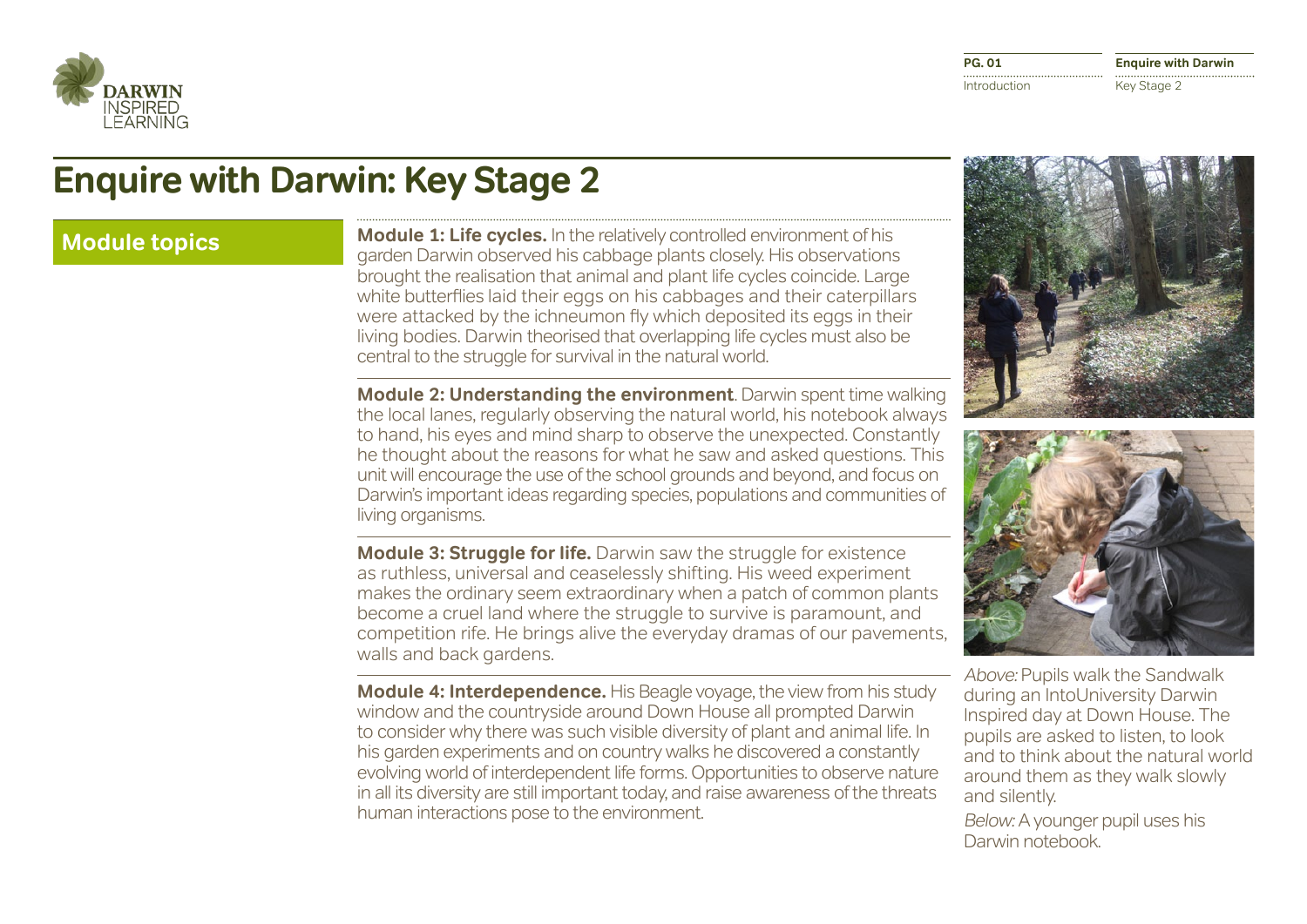# Enquire with Darwin: Key Stage 2

## Module topics

**Module 1: Life cycles.** In the relatively controlled environment of his garden Darwin observed his cabbage plants closely. His observations brought the realisation that animal and plant life cycles coincide. Large white butterflies laid their eggs on his cabbages and their caterpillars were attacked by the ichneumon fly which deposited its eggs in their living bodies. Darwin theorised that overlapping life cycles must also be central to the struggle for survival in the natural world.

**Module 2: Understanding the environment**. Darwin spent time walking the local lanes, regularly observing the natural world, his notebook always to hand, his eyes and mind sharp to observe the unexpected. Constantly he thought about the reasons for what he saw and asked questions. This unit will encourage the use of the school grounds and beyond, and focus on Darwin's important ideas regarding species, populations and communities of living organisms.

**Module 3: Struggle for life.** Darwin saw the struggle for existence as ruthless, universal and ceaselessly shifting. His weed experiment makes the ordinary seem extraordinary when a patch of common plants become a cruel land where the struggle to survive is paramount, and competition rife. He brings alive the everyday dramas of our pavements, walls and back gardens.

**Module 4: Interdependence.** His Beagle voyage, the view from his study window and the countryside around Down House all prompted Darwin to consider why there was such visible diversity of plant and animal life. In his garden experiments and on country walks he discovered a constantly evolving world of interdependent life forms. Opportunities to observe nature in all its diversity are still important today, and raise awareness of the threats human interactions pose to the environment.

*Above:* Pupils walk the Sandwalk during an IntoUniversity Darwin Inspired day at Down House. The pupils are asked to listen, to look and to think about the natural world around them as they walk slowly and silently.

*Below:* A younger pupil uses his Darwin notebook.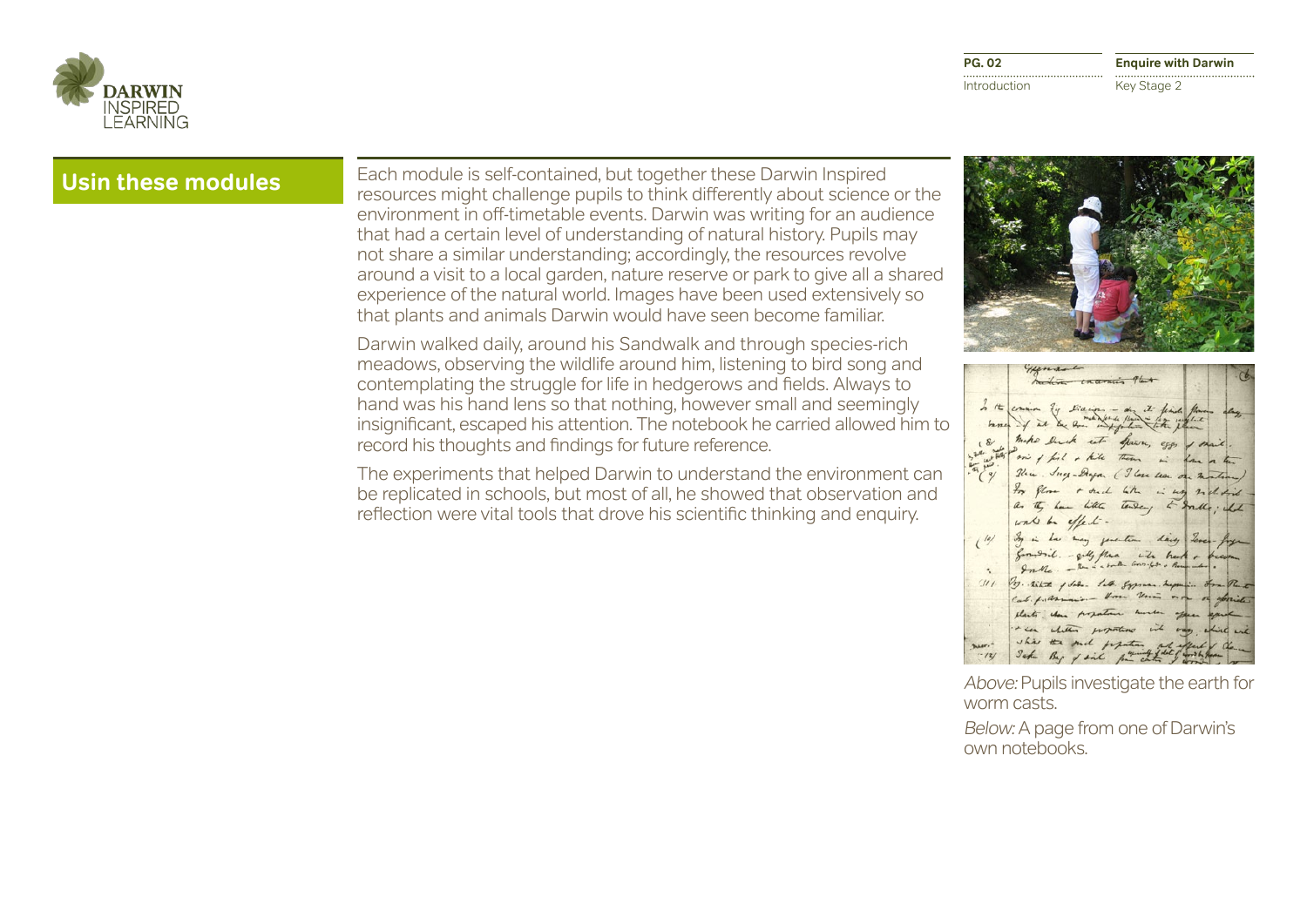## Usin these modules

Each module is self-contained, but together these Darwin Inspired resources might challenge pupils to think differently about science or the environment in off-timetable events. Darwin was writing for an audience that had a certain level of understanding of natural history. Pupils may not share a similar understanding; accordingly, the resources revolve around a visit to a local garden, nature reserve or park to give all a shared experience of the natural world. Images have been used extensively so that plants and animals Darwin would have seen become familiar.

Darwin walked daily, around his Sandwalk and through species-rich meadows, observing the wildlife around him, listening to bird song and contemplating the struggle for life in hedgerows and fields. Always to hand was his hand lens so that nothing, however small and seemingly insignificant, escaped his attention. The notebook he carried allowed him to record his thoughts and findings for future reference.

The experiments that helped Darwin to understand the environment can be replicated in schools, but most of all, he showed that observation and reflection were vital tools that drove his scientific thinking and enquiry.

*Above:* Pupils investigate the earth for worm casts.

*Below:* A page from one of Darwin's own notebooks.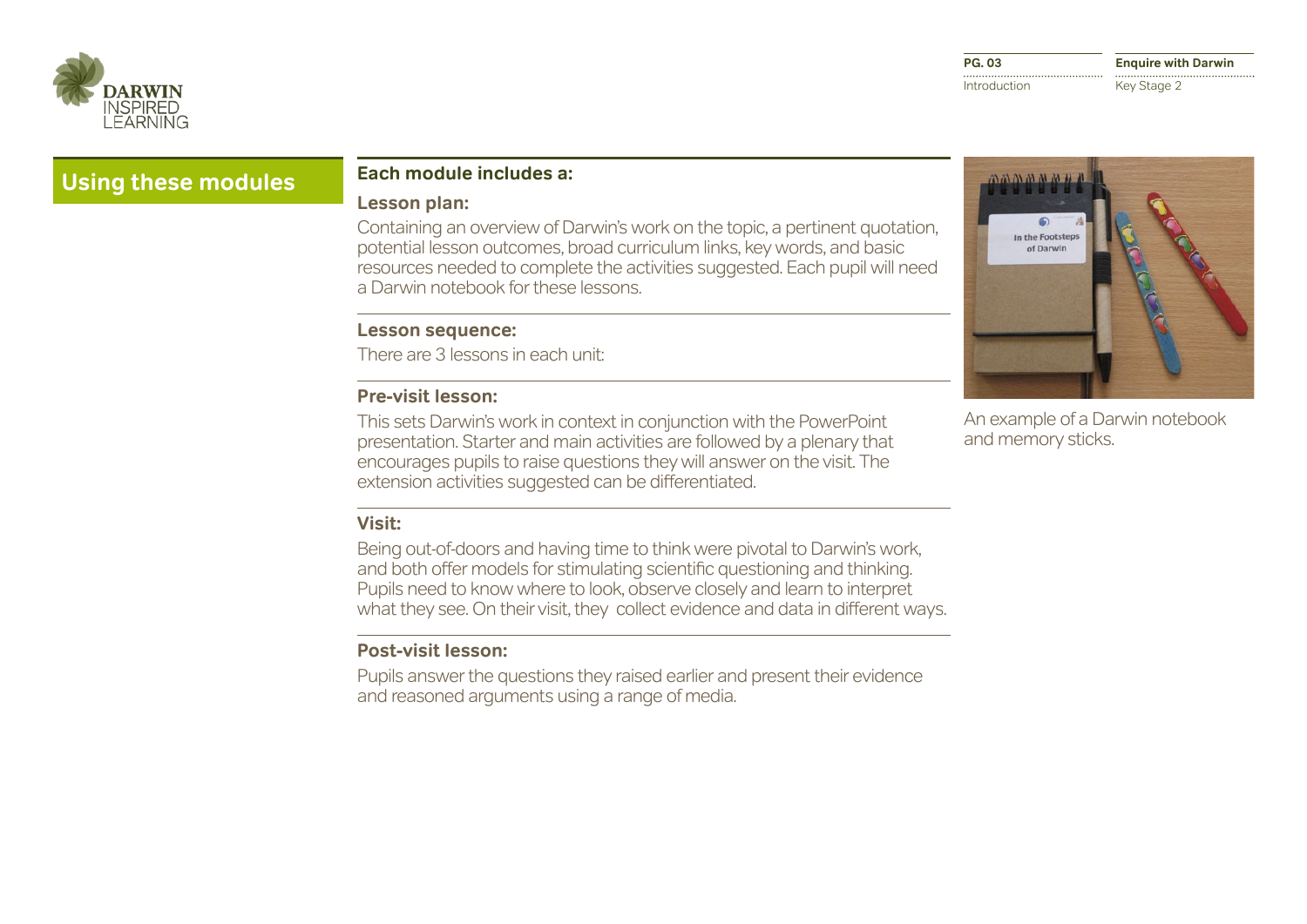## Using these modules

### Each module includes a:

**Lesson plan:**

Containing an overview of Darwin's work on the topic, a pertinent quotation, potential lesson outcomes, broad curriculum links, key words, and basic resources needed to complete the activities suggested. Each pupil will need a Darwin notebook for these lessons.

**Lesson sequence:**

There are 3 lessons in each unit:

**Pre-visit lesson:**

This sets Darwin's work in context in conjunction with the PowerPoint presentation. Starter and main activities are followed by a plenary that encourages pupils to raise questions they will answer on the visit. The extension activities suggested can be differentiated.

**Visit:**

Being out-of-doors and having time to think were pivotal to Darwin's work, and both offer models for stimulating scientific questioning and thinking. Pupils need to know where to look, observe closely and learn to interpret what they see. On their visit, they collect evidence and data in different ways.

**Post-visit lesson:**

Pupils answer the questions they raised earlier and present their evidence and reasoned arguments using a range of media.

An example of a Darwin notebook and memory sticks.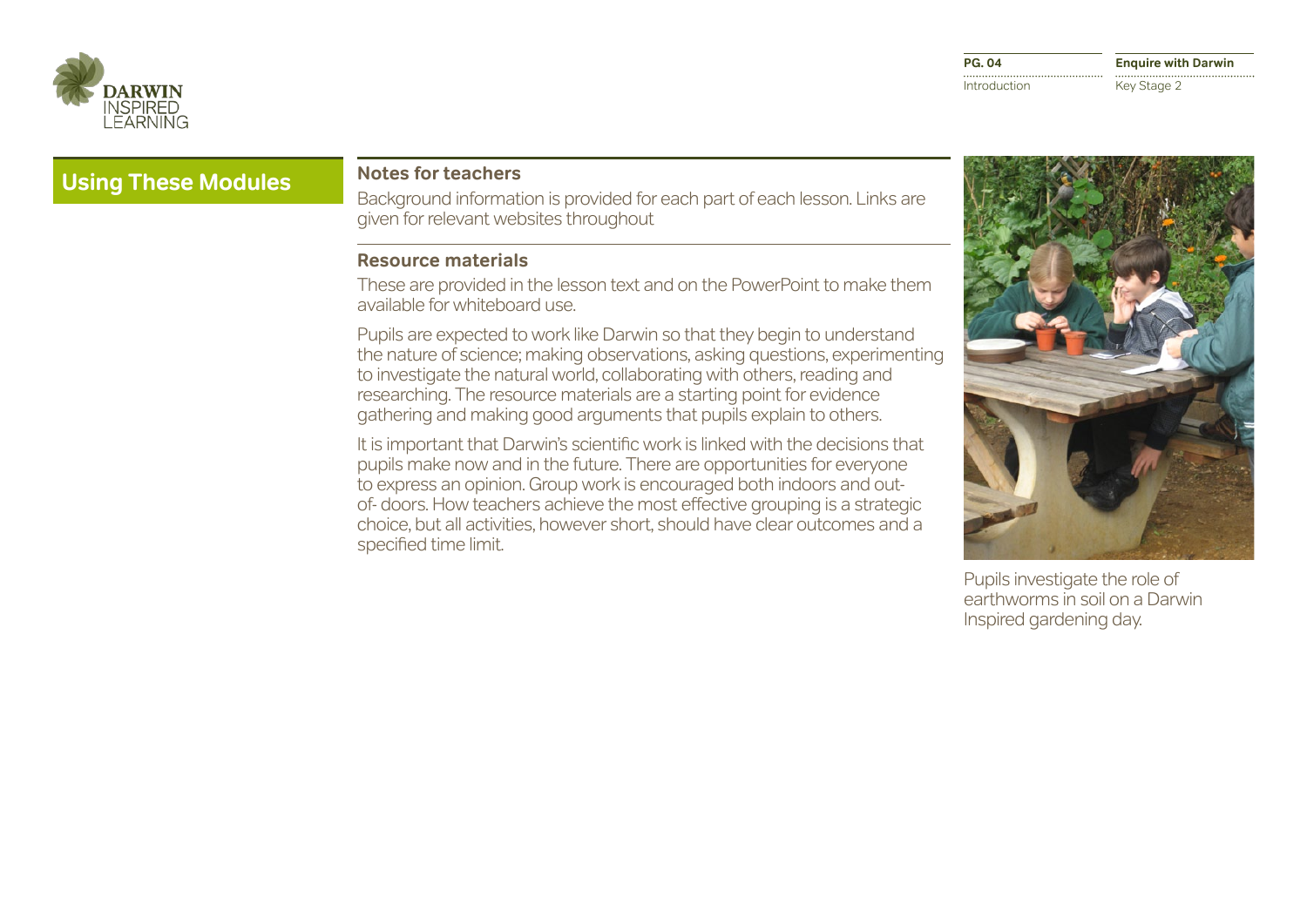## Using These Modules

### Notes for teachers

Background information is provided for each part of each lesson. Links are given for relevant websites throughout

### Resource materials

These are provided in the lesson text and on the PowerPoint to make them available for whiteboard use.

Pupils are expected to work like Darwin so that they begin to understand the nature of science; making observations, asking questions, experimenting to investigate the natural world, collaborating with others, reading and researching. The resource materials are a starting point for evidence gathering and making good arguments that pupils explain to others.

It is important that Darwin's scientific work is linked with the decisions that pupils make now and in the future. There are opportunities for everyone to express an opinion. Group work is encouraged both indoors and out-of- doors. How teachers achieve the most effective grouping is a strategic choice, but all activities, however short, should have clear outcomes and a specified time limit.

Pupils investigate the role of earthworms in soil on a Darwin Inspired gardening day.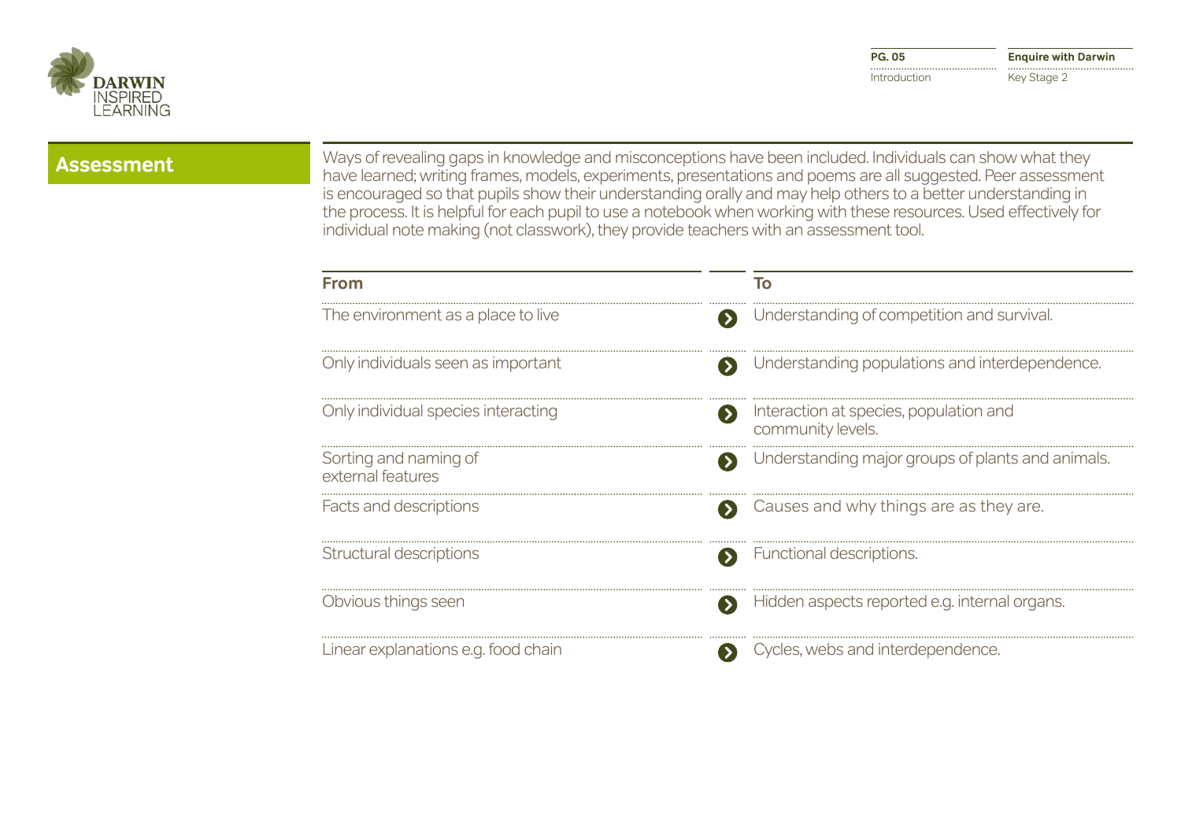## Assessment

Ways of revealing gaps in knowledge and misconceptions have been included. Individuals can show what they have learned; writing frames, models, experiments, presentations and poems are all suggested. Peer assessment is encouraged so that pupils show their understanding orally and may help others to a better understanding in the process. It is helpful for each pupil to use a notebook when working with these resources. Used effectively for individual note making (not classwork), they provide teachers with an assessment tool.

| From | To |
|---|---|
| The environment as a place to live | Understanding of competition and survival. |
| Only individuals seen as important | Understanding populations and interdependence. |
| Only individual species interacting | Interaction at species, population and community levels. |
| Sorting and naming of external features | Understanding major groups of plants and animals. |
| Facts and descriptions | Causes and why things are as they are. |
| Structural descriptions | Functional descriptions. |
| Obvious things seen | Hidden aspects reported e.g. internal organs. |
| Linear explanations e.g. food chain | Cycles, webs and interdependence. |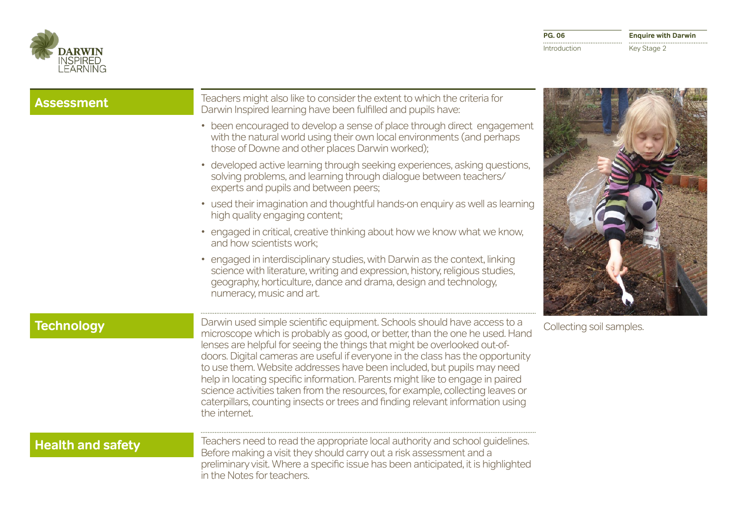## Assessment

Teachers might also like to consider the extent to which the criteria for Darwin Inspired learning have been fulfilled and pupils have:

- been encouraged to develop a sense of place through direct engagement with the natural world using their own local environments (and perhaps those of Downe and other places Darwin worked);
- developed active learning through seeking experiences, asking questions, solving problems, and learning through dialogue between teachers/ experts and pupils and between peers;
- used their imagination and thoughtful hands-on enquiry as well as learning high quality engaging content;
- engaged in critical, creative thinking about how we know what we know, and how scientists work;
- engaged in interdisciplinary studies, with Darwin as the context, linking science with literature, writing and expression, history, religious studies, geography, horticulture, dance and drama, design and technology, numeracy, music and art.

Collecting soil samples.

## Technology

Darwin used simple scientific equipment. Schools should have access to a microscope which is probably as good, or better, than the one he used. Hand lenses are helpful for seeing the things that might be overlooked out-of-doors. Digital cameras are useful if everyone in the class has the opportunity to use them. Website addresses have been included, but pupils may need help in locating specific information. Parents might like to engage in paired science activities taken from the resources, for example, collecting leaves or caterpillars, counting insects or trees and finding relevant information using the internet.

## Health and safety

Teachers need to read the appropriate local authority and school guidelines. Before making a visit they should carry out a risk assessment and a preliminary visit. Where a specific issue has been anticipated, it is highlighted in the Notes for teachers.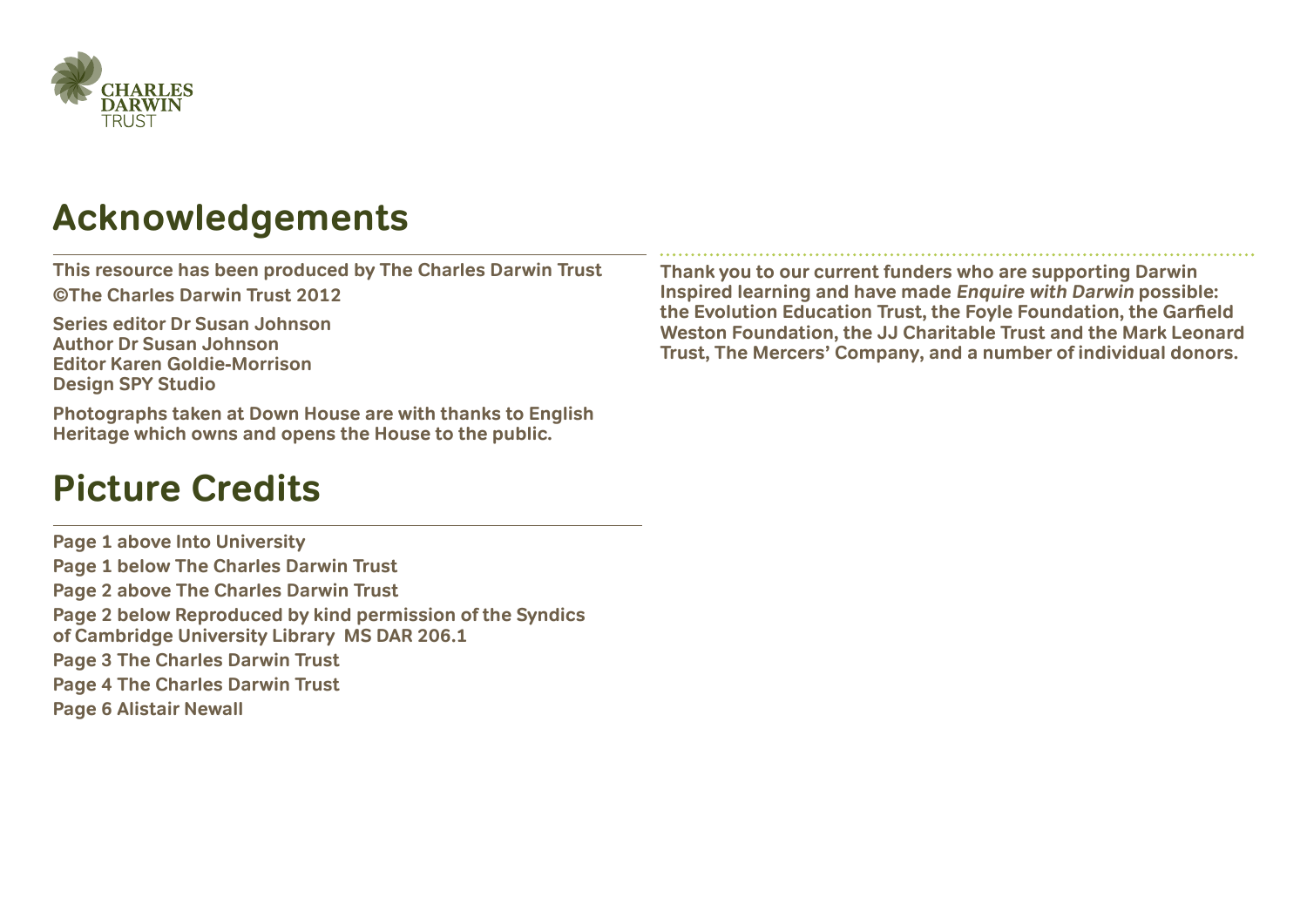CHARLES DARWIN TRUST

# Acknowledgements

**This resource has been produced by The Charles Darwin Trust**

**©The Charles Darwin Trust 2012**

**Series editor Dr Susan Johnson**
**Author Dr Susan Johnson**
**Editor Karen Goldie-Morrison**
**Design SPY Studio**

**Photographs taken at Down House are with thanks to English Heritage which owns and opens the House to the public.**

# Picture Credits

**Page 1 above Into University**

**Page 1 below The Charles Darwin Trust**

**Page 2 above The Charles Darwin Trust**

**Page 2 below Reproduced by kind permission of the Syndics of Cambridge University Library MS DAR 206.1**

**Page 3 The Charles Darwin Trust**

**Page 4 The Charles Darwin Trust**

**Page 6 Alistair Newall**

**Thank you to our current funders who are supporting Darwin Inspired learning and have made *Enquire with Darwin* possible: the Evolution Education Trust, the Foyle Foundation, the Garfield Weston Foundation, the JJ Charitable Trust and the Mark Leonard Trust, The Mercers' Company, and a number of individual donors.**